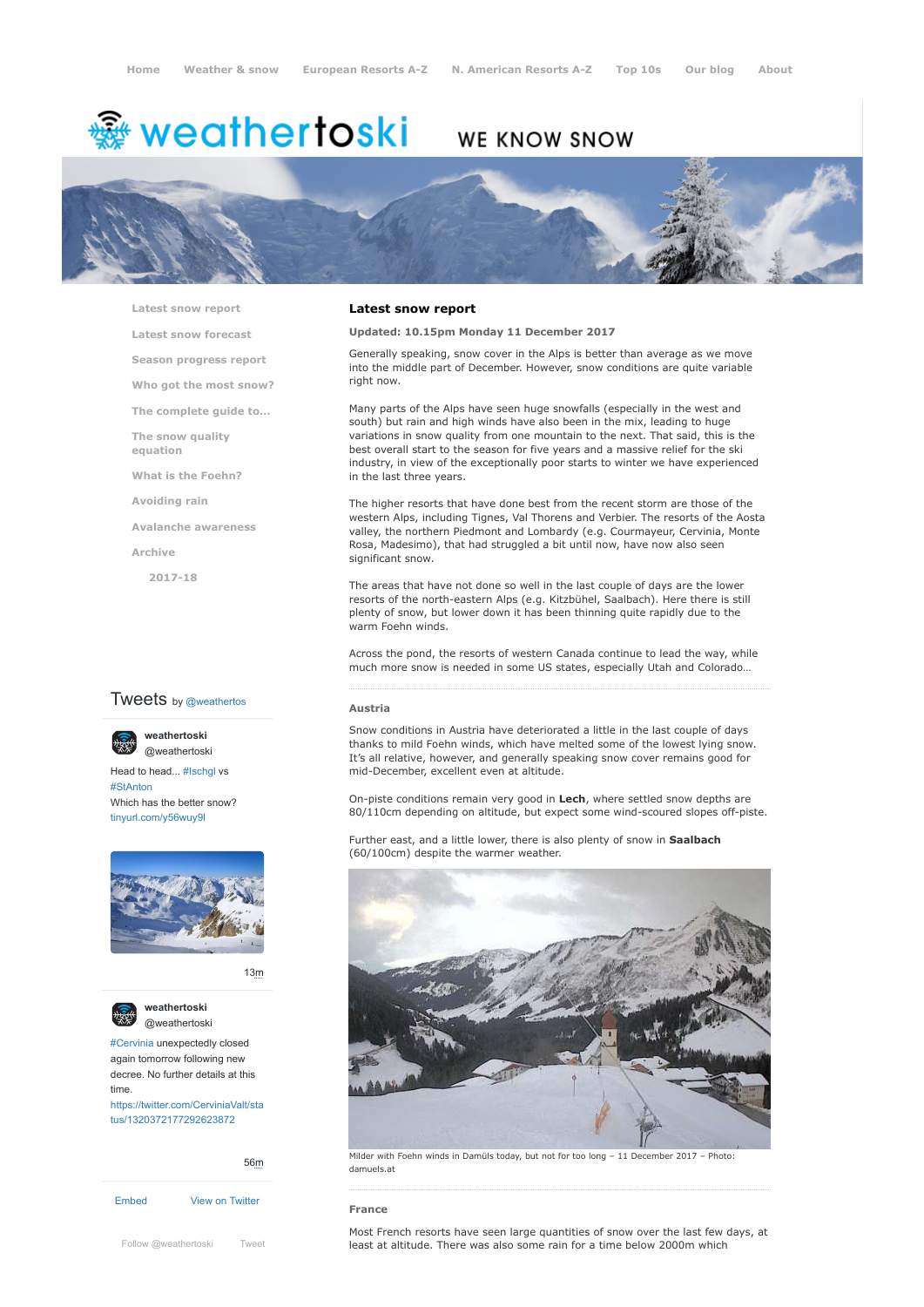Home | Weather & snow | European Resorts A-Z | N. American Resorts A-Z | Top 10s | Our blog | About

# weathertoski

WE KNOW SNOW

- Latest snow report
- Latest snow forecast
- Season progress report
- Who got the most snow?
- The complete guide to...
- The snow quality equation
- What is the Foehn?
- Avoiding rain
- Avalanche awareness
- Archive
  - 2017-18

## Latest snow report

**Updated: 10.15pm Monday 11 December 2017**

Generally speaking, snow cover in the Alps is better than average as we move into the middle part of December. However, snow conditions are quite variable right now.

Many parts of the Alps have seen huge snowfalls (especially in the west and south) but rain and high winds have also been in the mix, leading to huge variations in snow quality from one mountain to the next. That said, this is the best overall start to the season for five years and a massive relief for the ski industry, in view of the exceptionally poor starts to winter we have experienced in the last three years.

The higher resorts that have done best from the recent storm are those of the western Alps, including Tignes, Val Thorens and Verbier. The resorts of the Aosta valley, the northern Piedmont and Lombardy (e.g. Courmayeur, Cervinia, Monte Rosa, Madesimo), that had struggled a bit until now, have now also seen significant snow.

The areas that have not done so well in the last couple of days are the lower resorts of the north-eastern Alps (e.g. Kitzbühel, Saalbach). Here there is still plenty of snow, but lower down it has been thinning quite rapidly due to the warm Foehn winds.

Across the pond, the resorts of western Canada continue to lead the way, while much more snow is needed in some US states, especially Utah and Colorado…

### Austria

Snow conditions in Austria have deteriorated a little in the last couple of days thanks to mild Foehn winds, which have melted some of the lowest lying snow. It's all relative, however, and generally speaking snow cover remains good for mid-December, excellent even at altitude.

On-piste conditions remain very good in **Lech**, where settled snow depths are 80/110cm depending on altitude, but expect some wind-scoured slopes off-piste.

Further east, and a little lower, there is also plenty of snow in **Saalbach** (60/100cm) despite the warmer weather.

Milder with Foehn winds in Damüls today, but not for too long – 11 December 2017 – Photo: damuels.at

### France

Most French resorts have seen large quantities of snow over the last few days, at least at altitude. There was also some rain for a time below 2000m which

Tweets by @weathertos

**weathertoski** @weathertoski

Head to head... #Ischgl vs #StAnton
Which has the better snow?
tinyurl.com/y56wuy9l

13m

**weathertoski** @weathertoski

#Cervinia unexpectedly closed again tomorrow following new decree. No further details at this time.
https://twitter.com/CerviniaValt/status/1320372177292623872

56m

Embed | View on Twitter

Follow @weathertoski | Tweet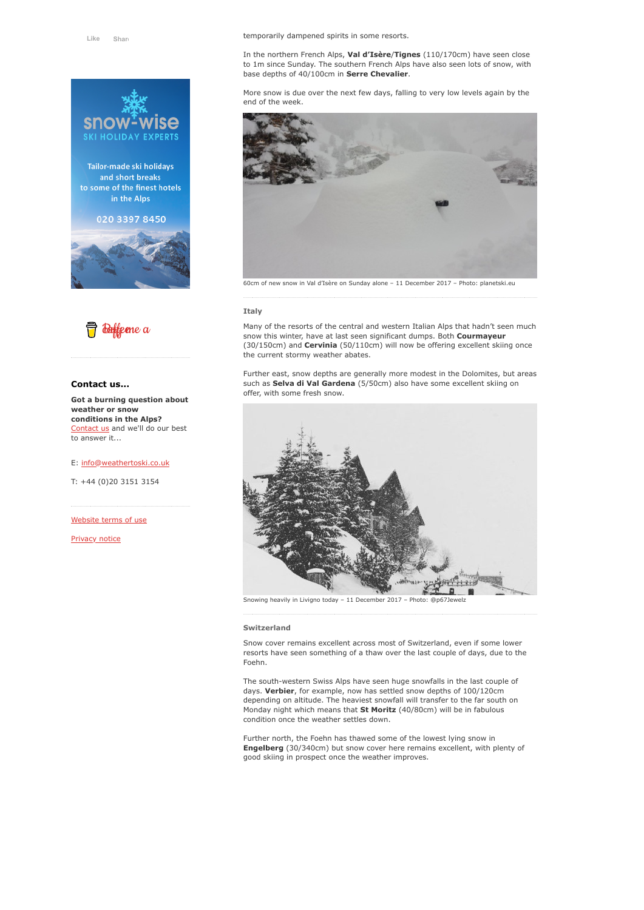Like Share

Snow-wise
SKI HOLIDAY EXPERTS

Tailor-made ski holidays and short breaks to some of the finest hotels in the Alps

020 3397 8450

Buy me a coffee

**Contact us...**

**Got a burning question about weather or snow conditions in the Alps?** Contact us and we'll do our best to answer it...

E: info@weathertoski.co.uk

T: +44 (0)20 3151 3154

Website terms of use

Privacy notice

temporarily dampened spirits in some resorts.

In the northern French Alps, **Val d'Isère/Tignes** (110/170cm) have seen close to 1m since Sunday. The southern French Alps have also seen lots of snow, with base depths of 40/100cm in **Serre Chevalier**.

More snow is due over the next few days, falling to very low levels again by the end of the week.

60cm of new snow in Val d'Isère on Sunday alone – 11 December 2017 – Photo: planetski.eu

### Italy

Many of the resorts of the central and western Italian Alps that hadn't seen much snow this winter, have at last seen significant dumps. Both **Courmayeur** (30/150cm) and **Cervinia** (50/110cm) will now be offering excellent skiing once the current stormy weather abates.

Further east, snow depths are generally more modest in the Dolomites, but areas such as **Selva di Val Gardena** (5/50cm) also have some excellent skiing on offer, with some fresh snow.

Snowing heavily in Livigno today – 11 December 2017 – Photo: @p67Jewelz

### Switzerland

Snow cover remains excellent across most of Switzerland, even if some lower resorts have seen something of a thaw over the last couple of days, due to the Foehn.

The south-western Swiss Alps have seen huge snowfalls in the last couple of days. **Verbier**, for example, now has settled snow depths of 100/120cm depending on altitude. The heaviest snowfall will transfer to the far south on Monday night which means that **St Moritz** (40/80cm) will be in fabulous condition once the weather settles down.

Further north, the Foehn has thawed some of the lowest lying snow in **Engelberg** (30/340cm) but snow cover here remains excellent, with plenty of good skiing in prospect once the weather improves.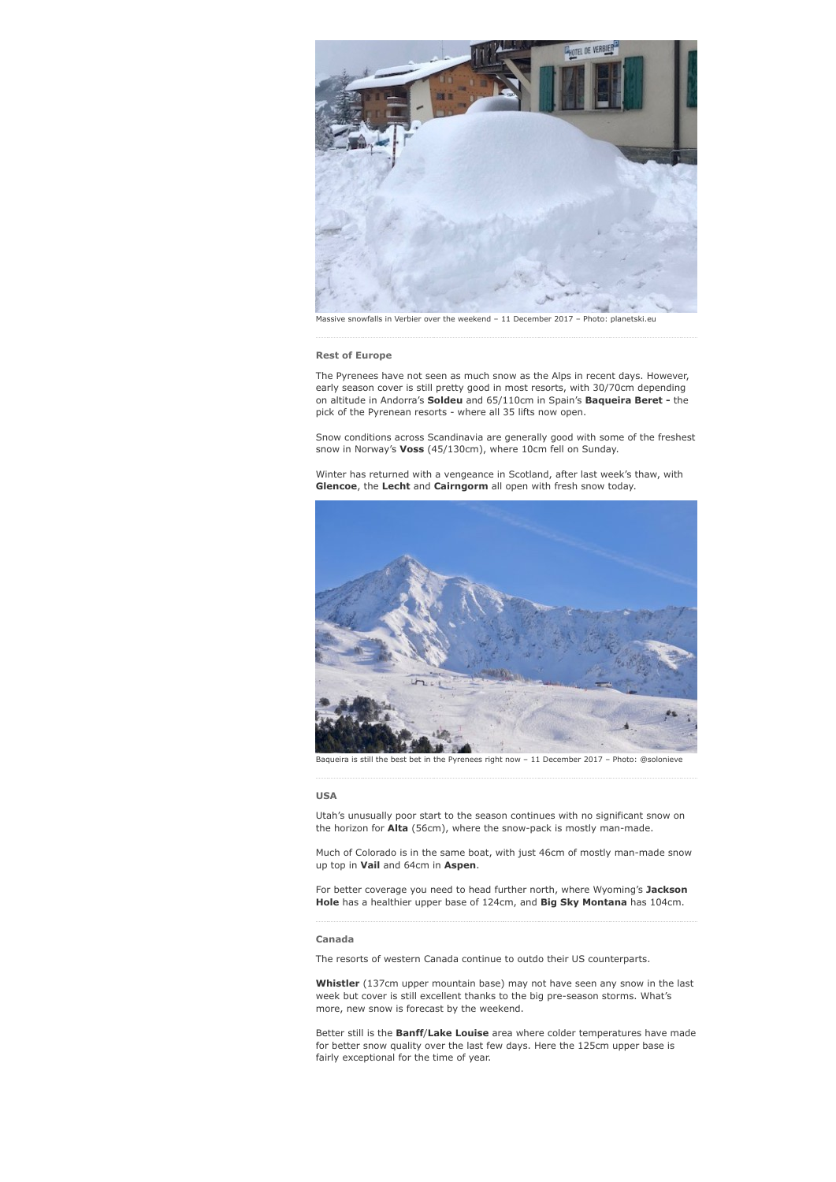Massive snowfalls in Verbier over the weekend – 11 December 2017 – Photo: planetski.eu

### Rest of Europe

The Pyrenees have not seen as much snow as the Alps in recent days. However, early season cover is still pretty good in most resorts, with 30/70cm depending on altitude in Andorra's **Soldeu** and 65/110cm in Spain's **Baqueira Beret -** the pick of the Pyrenean resorts - where all 35 lifts now open.

Snow conditions across Scandinavia are generally good with some of the freshest snow in Norway's **Voss** (45/130cm), where 10cm fell on Sunday.

Winter has returned with a vengeance in Scotland, after last week's thaw, with **Glencoe**, the **Lecht** and **Cairngorm** all open with fresh snow today.

Baqueira is still the best bet in the Pyrenees right now – 11 December 2017 – Photo: @solonieve

### USA

Utah's unusually poor start to the season continues with no significant snow on the horizon for **Alta** (56cm), where the snow-pack is mostly man-made.

Much of Colorado is in the same boat, with just 46cm of mostly man-made snow up top in **Vail** and 64cm in **Aspen**.

For better coverage you need to head further north, where Wyoming's **Jackson Hole** has a healthier upper base of 124cm, and **Big Sky Montana** has 104cm.

### Canada

The resorts of western Canada continue to outdo their US counterparts.

**Whistler** (137cm upper mountain base) may not have seen any snow in the last week but cover is still excellent thanks to the big pre-season storms. What's more, new snow is forecast by the weekend.

Better still is the **Banff**/**Lake Louise** area where colder temperatures have made for better snow quality over the last few days. Here the 125cm upper base is fairly exceptional for the time of year.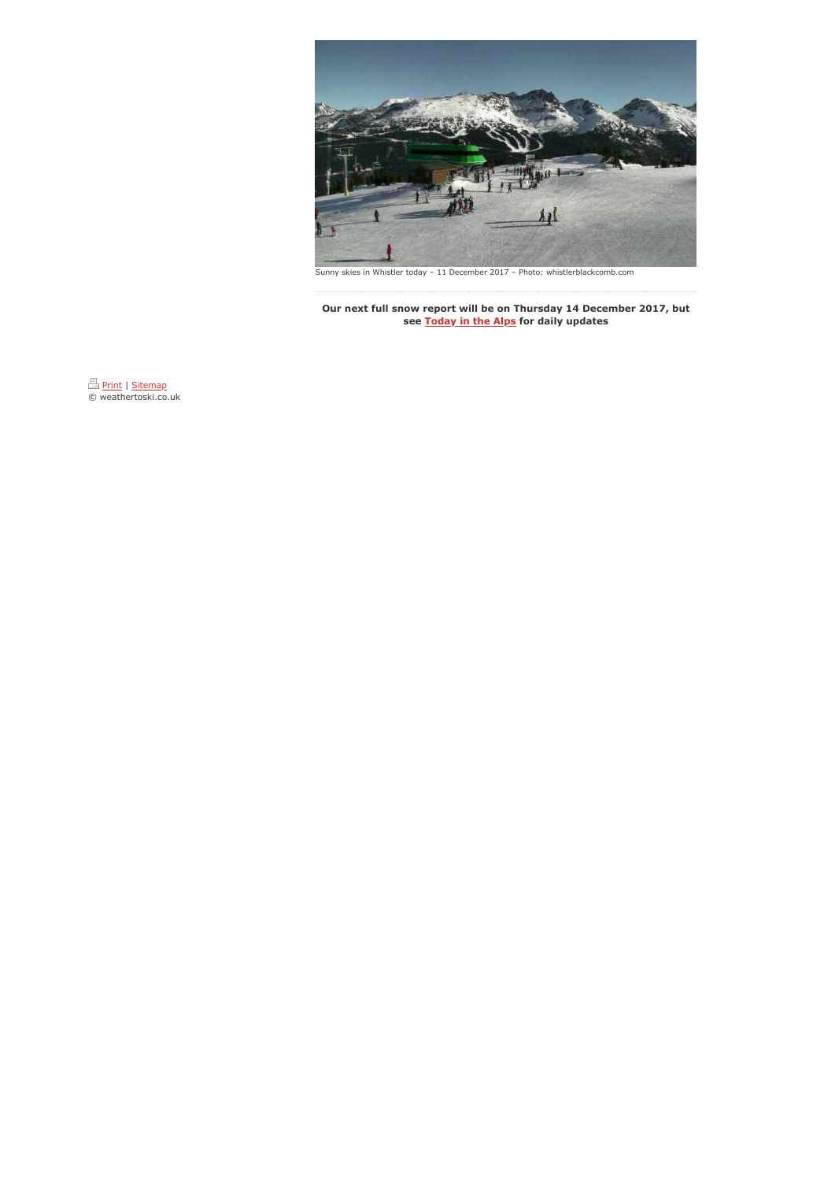Sunny skies in Whistler today – 11 December 2017 – Photo: whistlerblackcomb.com

**Our next full snow report will be on Thursday 14 December 2017, but see Today in the Alps for daily updates**

Print | Sitemap
© weathertoski.co.uk